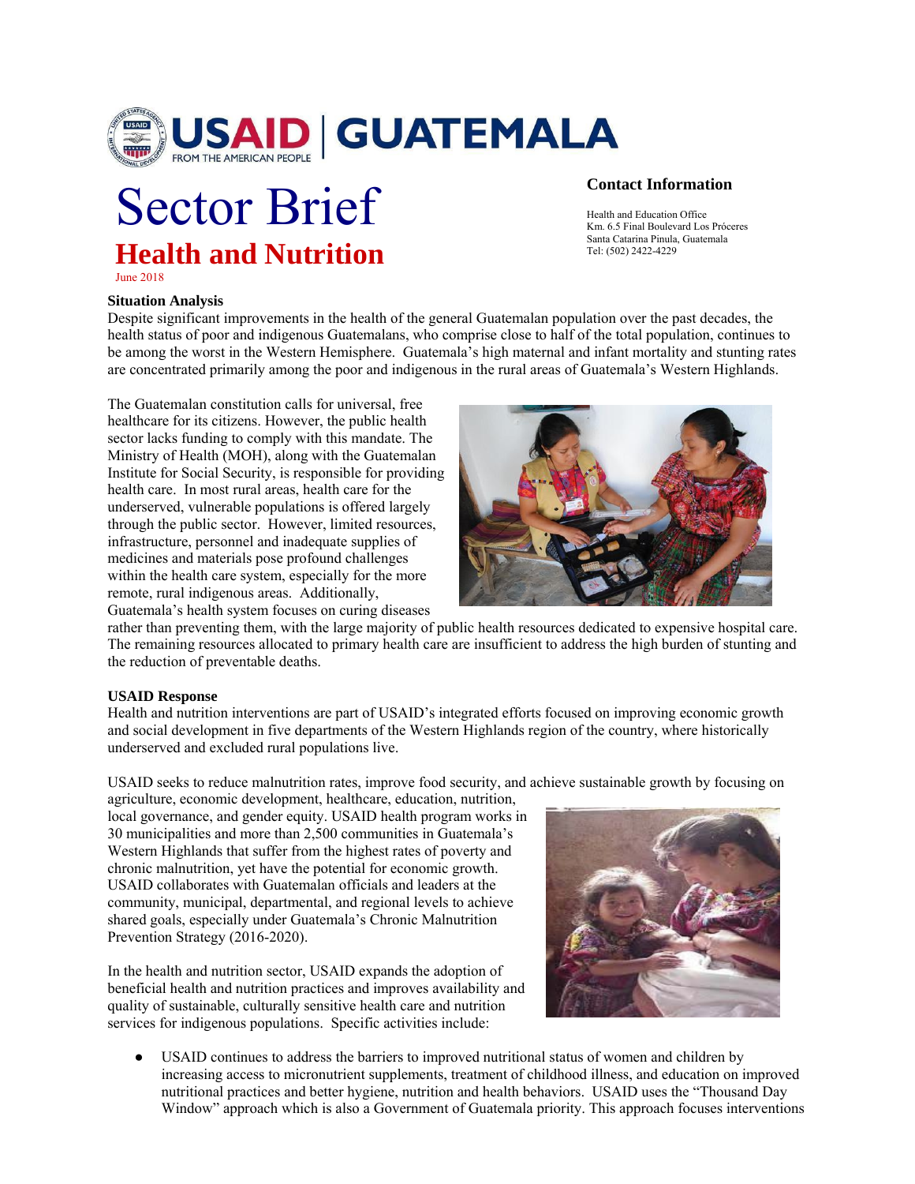# USAID | GUATEMALA

FROM THE AMERICAN PEOPLE

# Sector Brief

## Health and Nutrition

June 2018

### Contact Information

Health and Education Office
Km. 6.5 Final Boulevard Los Próceres
Santa Catarina Pinula, Guatemala
Tel: (502) 2422-4229

**Situation Analysis**

Despite significant improvements in the health of the general Guatemalan population over the past decades, the health status of poor and indigenous Guatemalans, who comprise close to half of the total population, continues to be among the worst in the Western Hemisphere. Guatemala's high maternal and infant mortality and stunting rates are concentrated primarily among the poor and indigenous in the rural areas of Guatemala's Western Highlands.

The Guatemalan constitution calls for universal, free healthcare for its citizens. However, the public health sector lacks funding to comply with this mandate. The Ministry of Health (MOH), along with the Guatemalan Institute for Social Security, is responsible for providing health care. In most rural areas, health care for the underserved, vulnerable populations is offered largely through the public sector. However, limited resources, infrastructure, personnel and inadequate supplies of medicines and materials pose profound challenges within the health care system, especially for the more remote, rural indigenous areas. Additionally, Guatemala's health system focuses on curing diseases rather than preventing them, with the large majority of public health resources dedicated to expensive hospital care. The remaining resources allocated to primary health care are insufficient to address the high burden of stunting and the reduction of preventable deaths.

**USAID Response**

Health and nutrition interventions are part of USAID's integrated efforts focused on improving economic growth and social development in five departments of the Western Highlands region of the country, where historically underserved and excluded rural populations live.

USAID seeks to reduce malnutrition rates, improve food security, and achieve sustainable growth by focusing on agriculture, economic development, healthcare, education, nutrition, local governance, and gender equity. USAID health program works in 30 municipalities and more than 2,500 communities in Guatemala's Western Highlands that suffer from the highest rates of poverty and chronic malnutrition, yet have the potential for economic growth. USAID collaborates with Guatemalan officials and leaders at the community, municipal, departmental, and regional levels to achieve shared goals, especially under Guatemala's Chronic Malnutrition Prevention Strategy (2016-2020).

In the health and nutrition sector, USAID expands the adoption of beneficial health and nutrition practices and improves availability and quality of sustainable, culturally sensitive health care and nutrition services for indigenous populations. Specific activities include:

- USAID continues to address the barriers to improved nutritional status of women and children by increasing access to micronutrient supplements, treatment of childhood illness, and education on improved nutritional practices and better hygiene, nutrition and health behaviors. USAID uses the "Thousand Day Window" approach which is also a Government of Guatemala priority. This approach focuses interventions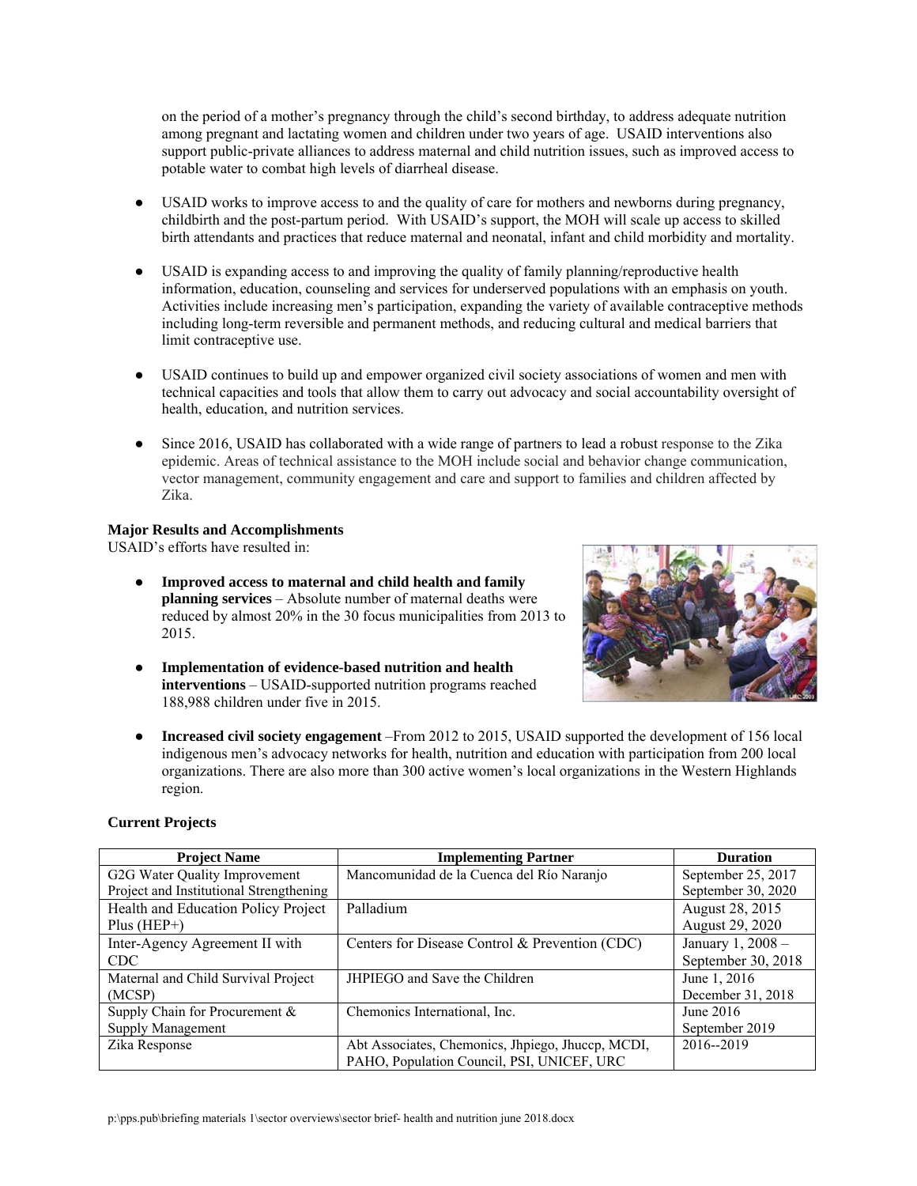on the period of a mother's pregnancy through the child's second birthday, to address adequate nutrition among pregnant and lactating women and children under two years of age. USAID interventions also support public-private alliances to address maternal and child nutrition issues, such as improved access to potable water to combat high levels of diarrheal disease.

- USAID works to improve access to and the quality of care for mothers and newborns during pregnancy, childbirth and the post-partum period. With USAID's support, the MOH will scale up access to skilled birth attendants and practices that reduce maternal and neonatal, infant and child morbidity and mortality.

- USAID is expanding access to and improving the quality of family planning/reproductive health information, education, counseling and services for underserved populations with an emphasis on youth. Activities include increasing men's participation, expanding the variety of available contraceptive methods including long-term reversible and permanent methods, and reducing cultural and medical barriers that limit contraceptive use.

- USAID continues to build up and empower organized civil society associations of women and men with technical capacities and tools that allow them to carry out advocacy and social accountability oversight of health, education, and nutrition services.

- Since 2016, USAID has collaborated with a wide range of partners to lead a robust response to the Zika epidemic. Areas of technical assistance to the MOH include social and behavior change communication, vector management, community engagement and care and support to families and children affected by Zika.

**Major Results and Accomplishments**

USAID's efforts have resulted in:

- **Improved access to maternal and child health and family planning services** – Absolute number of maternal deaths were reduced by almost 20% in the 30 focus municipalities from 2013 to 2015.

- **Implementation of evidence-based nutrition and health interventions** – USAID-supported nutrition programs reached 188,988 children under five in 2015.

- **Increased civil society engagement** –From 2012 to 2015, USAID supported the development of 156 local indigenous men's advocacy networks for health, nutrition and education with participation from 200 local organizations. There are also more than 300 active women's local organizations in the Western Highlands region.

**Current Projects**

| Project Name | Implementing Partner | Duration |
|---|---|---|
| G2G Water Quality Improvement Project and Institutional Strengthening | Mancomunidad de la Cuenca del Río Naranjo | September 25, 2017 September 30, 2020 |
| Health and Education Policy Project Plus (HEP+) | Palladium | August 28, 2015 August 29, 2020 |
| Inter-Agency Agreement II with CDC | Centers for Disease Control & Prevention (CDC) | January 1, 2008 – September 30, 2018 |
| Maternal and Child Survival Project (MCSP) | JHPIEGO and Save the Children | June 1, 2016 December 31, 2018 |
| Supply Chain for Procurement & Supply Management | Chemonics International, Inc. | June 2016 September 2019 |
| Zika Response | Abt Associates, Chemonics, Jhpiego, Jhuccp, MCDI, PAHO, Population Council, PSI, UNICEF, URC | 2016--2019 |

p:\pps.pub\briefing materials 1\sector overviews\sector brief- health and nutrition june 2018.docx